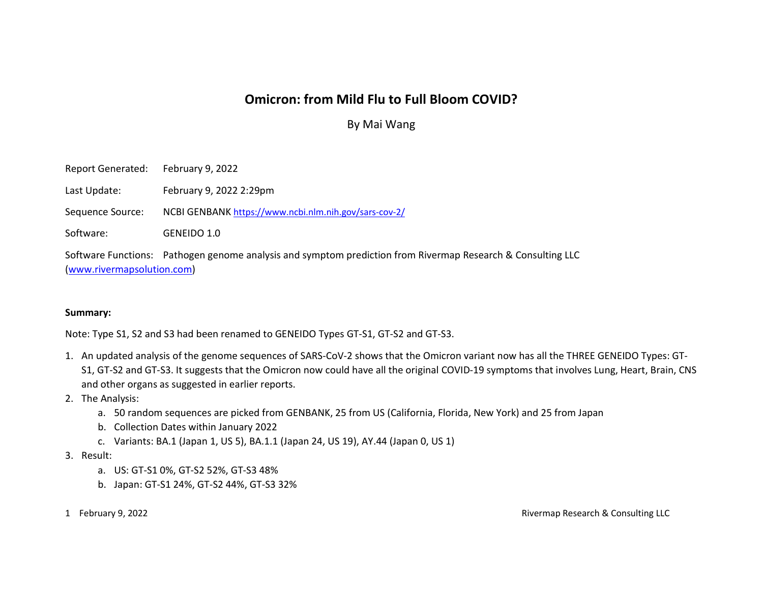# Omicron: from Mild Flu to Full Bloom COVID?

By Mai Wang

Report Generated: February 9, 2022

Last Update: February 9, 2022 2:29pm

Sequence Source: NCBI GENBANK https://www.ncbi.nlm.nih.gov/sars-cov-2/

Software: GENEIDO 1.0

Software Functions: Pathogen genome analysis and symptom prediction from Rivermap Research & Consulting LLC (www.rivermapsolution.com)

**Summary:**

Note: Type S1, S2 and S3 had been renamed to GENEIDO Types GT-S1, GT-S2 and GT-S3.

1. An updated analysis of the genome sequences of SARS-CoV-2 shows that the Omicron variant now has all the THREE GENEIDO Types: GT-S1, GT-S2 and GT-S3. It suggests that the Omicron now could have all the original COVID-19 symptoms that involves Lung, Heart, Brain, CNS and other organs as suggested in earlier reports.
2. The Analysis:
   a. 50 random sequences are picked from GENBANK, 25 from US (California, Florida, New York) and 25 from Japan
   b. Collection Dates within January 2022
   c. Variants: BA.1 (Japan 1, US 5), BA.1.1 (Japan 24, US 19), AY.44 (Japan 0, US 1)
3. Result:
   a. US: GT-S1 0%, GT-S2 52%, GT-S3 48%
   b. Japan: GT-S1 24%, GT-S2 44%, GT-S3 32%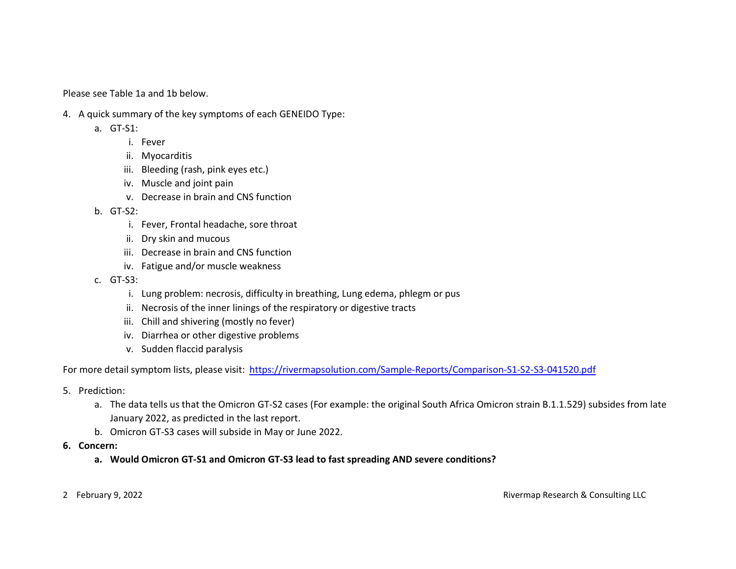Please see Table 1a and 1b below.

4. A quick summary of the key symptoms of each GENEIDO Type:
    a. GT-S1:
        i. Fever
        ii. Myocarditis
        iii. Bleeding (rash, pink eyes etc.)
        iv. Muscle and joint pain
        v. Decrease in brain and CNS function
    b. GT-S2:
        i. Fever, Frontal headache, sore throat
        ii. Dry skin and mucous
        iii. Decrease in brain and CNS function
        iv. Fatigue and/or muscle weakness
    c. GT-S3:
        i. Lung problem: necrosis, difficulty in breathing, Lung edema, phlegm or pus
        ii. Necrosis of the inner linings of the respiratory or digestive tracts
        iii. Chill and shivering (mostly no fever)
        iv. Diarrhea or other digestive problems
        v. Sudden flaccid paralysis

For more detail symptom lists, please visit: https://rivermapsolution.com/Sample-Reports/Comparison-S1-S2-S3-041520.pdf

5. Prediction:
    a. The data tells us that the Omicron GT-S2 cases (For example: the original South Africa Omicron strain B.1.1.529) subsides from late January 2022, as predicted in the last report.
    b. Omicron GT-S3 cases will subside in May or June 2022.
6. **Concern:**
    a. **Would Omicron GT-S1 and Omicron GT-S3 lead to fast spreading AND severe conditions?**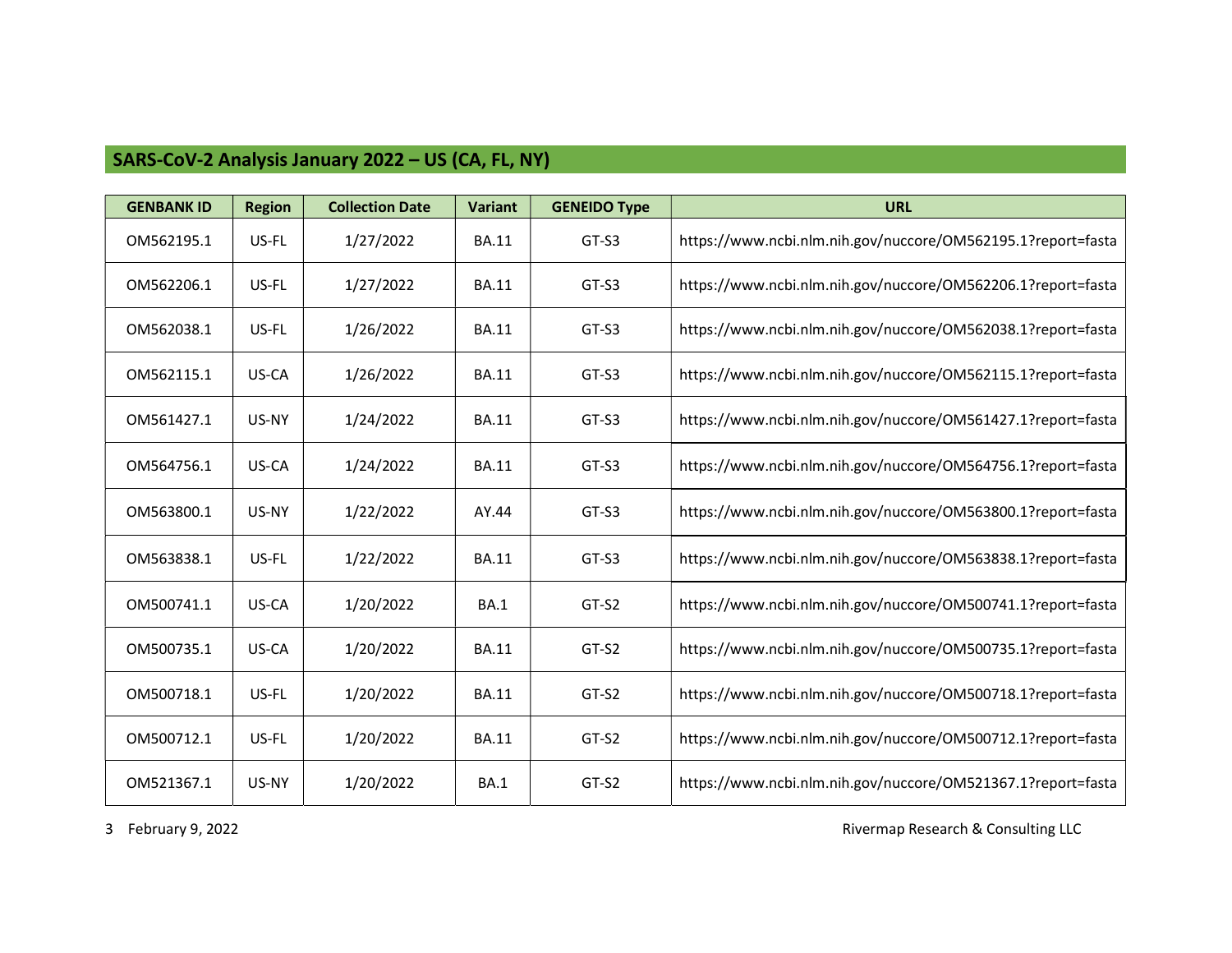## SARS-CoV-2 Analysis January 2022 – US (CA, FL, NY)

| GENBANK ID | Region | Collection Date | Variant | GENEIDO Type | URL |
|---|---|---|---|---|---|
| OM562195.1 | US-FL | 1/27/2022 | BA.11 | GT-S3 | https://www.ncbi.nlm.nih.gov/nuccore/OM562195.1?report=fasta |
| OM562206.1 | US-FL | 1/27/2022 | BA.11 | GT-S3 | https://www.ncbi.nlm.nih.gov/nuccore/OM562206.1?report=fasta |
| OM562038.1 | US-FL | 1/26/2022 | BA.11 | GT-S3 | https://www.ncbi.nlm.nih.gov/nuccore/OM562038.1?report=fasta |
| OM562115.1 | US-CA | 1/26/2022 | BA.11 | GT-S3 | https://www.ncbi.nlm.nih.gov/nuccore/OM562115.1?report=fasta |
| OM561427.1 | US-NY | 1/24/2022 | BA.11 | GT-S3 | https://www.ncbi.nlm.nih.gov/nuccore/OM561427.1?report=fasta |
| OM564756.1 | US-CA | 1/24/2022 | BA.11 | GT-S3 | https://www.ncbi.nlm.nih.gov/nuccore/OM564756.1?report=fasta |
| OM563800.1 | US-NY | 1/22/2022 | AY.44 | GT-S3 | https://www.ncbi.nlm.nih.gov/nuccore/OM563800.1?report=fasta |
| OM563838.1 | US-FL | 1/22/2022 | BA.11 | GT-S3 | https://www.ncbi.nlm.nih.gov/nuccore/OM563838.1?report=fasta |
| OM500741.1 | US-CA | 1/20/2022 | BA.1 | GT-S2 | https://www.ncbi.nlm.nih.gov/nuccore/OM500741.1?report=fasta |
| OM500735.1 | US-CA | 1/20/2022 | BA.11 | GT-S2 | https://www.ncbi.nlm.nih.gov/nuccore/OM500735.1?report=fasta |
| OM500718.1 | US-FL | 1/20/2022 | BA.11 | GT-S2 | https://www.ncbi.nlm.nih.gov/nuccore/OM500718.1?report=fasta |
| OM500712.1 | US-FL | 1/20/2022 | BA.11 | GT-S2 | https://www.ncbi.nlm.nih.gov/nuccore/OM500712.1?report=fasta |
| OM521367.1 | US-NY | 1/20/2022 | BA.1 | GT-S2 | https://www.ncbi.nlm.nih.gov/nuccore/OM521367.1?report=fasta |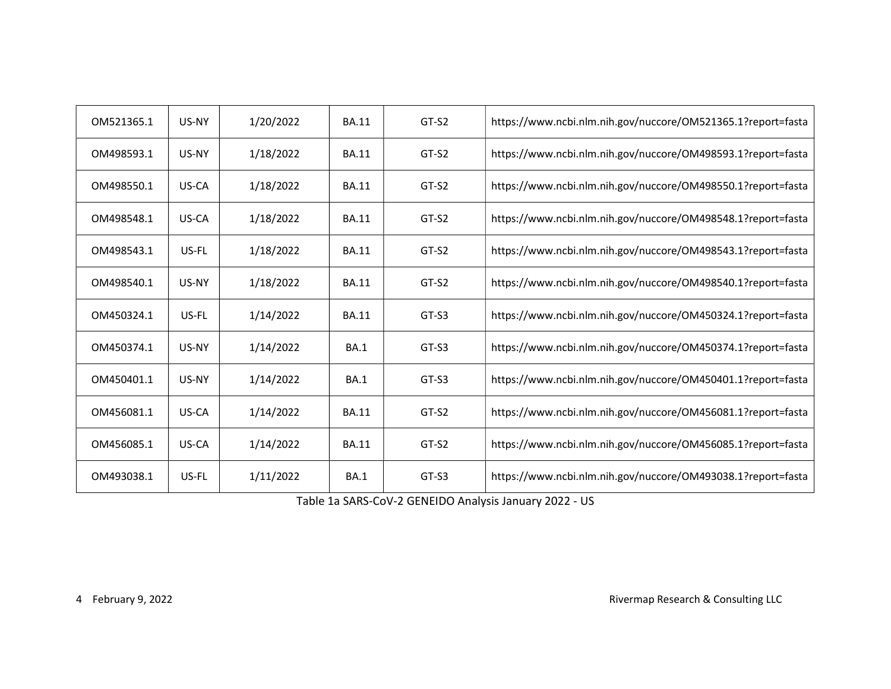| | | | | | |
|---|---|---|---|---|---|
| OM521365.1 | US-NY | 1/20/2022 | BA.11 | GT-S2 | https://www.ncbi.nlm.nih.gov/nuccore/OM521365.1?report=fasta |
| OM498593.1 | US-NY | 1/18/2022 | BA.11 | GT-S2 | https://www.ncbi.nlm.nih.gov/nuccore/OM498593.1?report=fasta |
| OM498550.1 | US-CA | 1/18/2022 | BA.11 | GT-S2 | https://www.ncbi.nlm.nih.gov/nuccore/OM498550.1?report=fasta |
| OM498548.1 | US-CA | 1/18/2022 | BA.11 | GT-S2 | https://www.ncbi.nlm.nih.gov/nuccore/OM498548.1?report=fasta |
| OM498543.1 | US-FL | 1/18/2022 | BA.11 | GT-S2 | https://www.ncbi.nlm.nih.gov/nuccore/OM498543.1?report=fasta |
| OM498540.1 | US-NY | 1/18/2022 | BA.11 | GT-S2 | https://www.ncbi.nlm.nih.gov/nuccore/OM498540.1?report=fasta |
| OM450324.1 | US-FL | 1/14/2022 | BA.11 | GT-S3 | https://www.ncbi.nlm.nih.gov/nuccore/OM450324.1?report=fasta |
| OM450374.1 | US-NY | 1/14/2022 | BA.1 | GT-S3 | https://www.ncbi.nlm.nih.gov/nuccore/OM450374.1?report=fasta |
| OM450401.1 | US-NY | 1/14/2022 | BA.1 | GT-S3 | https://www.ncbi.nlm.nih.gov/nuccore/OM450401.1?report=fasta |
| OM456081.1 | US-CA | 1/14/2022 | BA.11 | GT-S2 | https://www.ncbi.nlm.nih.gov/nuccore/OM456081.1?report=fasta |
| OM456085.1 | US-CA | 1/14/2022 | BA.11 | GT-S2 | https://www.ncbi.nlm.nih.gov/nuccore/OM456085.1?report=fasta |
| OM493038.1 | US-FL | 1/11/2022 | BA.1 | GT-S3 | https://www.ncbi.nlm.nih.gov/nuccore/OM493038.1?report=fasta |

Table 1a SARS-CoV-2 GENEIDO Analysis January 2022 - US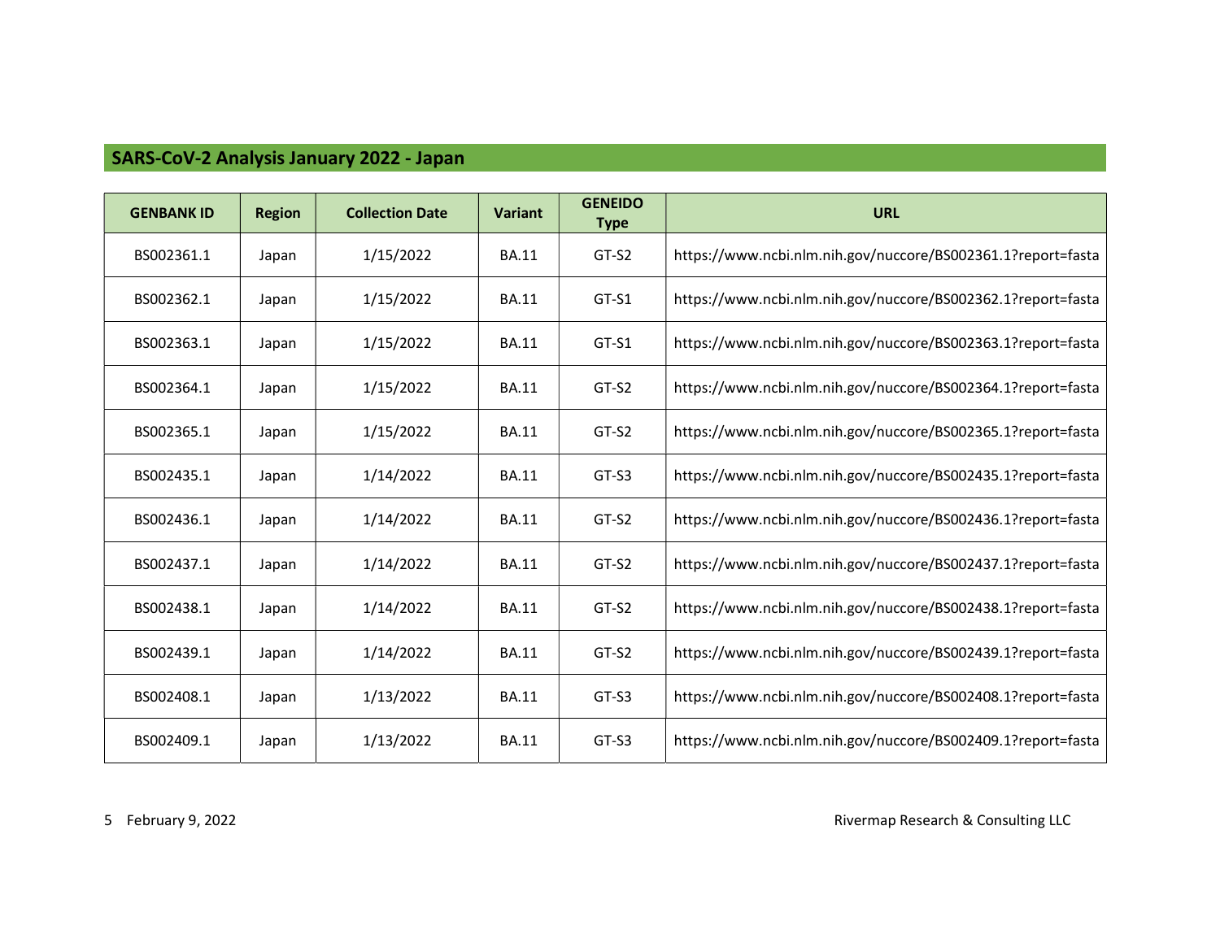## SARS-CoV-2 Analysis January 2022 - Japan

| GENBANK ID | Region | Collection Date | Variant | GENEIDO Type | URL |
|---|---|---|---|---|---|
| BS002361.1 | Japan | 1/15/2022 | BA.11 | GT-S2 | https://www.ncbi.nlm.nih.gov/nuccore/BS002361.1?report=fasta |
| BS002362.1 | Japan | 1/15/2022 | BA.11 | GT-S1 | https://www.ncbi.nlm.nih.gov/nuccore/BS002362.1?report=fasta |
| BS002363.1 | Japan | 1/15/2022 | BA.11 | GT-S1 | https://www.ncbi.nlm.nih.gov/nuccore/BS002363.1?report=fasta |
| BS002364.1 | Japan | 1/15/2022 | BA.11 | GT-S2 | https://www.ncbi.nlm.nih.gov/nuccore/BS002364.1?report=fasta |
| BS002365.1 | Japan | 1/15/2022 | BA.11 | GT-S2 | https://www.ncbi.nlm.nih.gov/nuccore/BS002365.1?report=fasta |
| BS002435.1 | Japan | 1/14/2022 | BA.11 | GT-S3 | https://www.ncbi.nlm.nih.gov/nuccore/BS002435.1?report=fasta |
| BS002436.1 | Japan | 1/14/2022 | BA.11 | GT-S2 | https://www.ncbi.nlm.nih.gov/nuccore/BS002436.1?report=fasta |
| BS002437.1 | Japan | 1/14/2022 | BA.11 | GT-S2 | https://www.ncbi.nlm.nih.gov/nuccore/BS002437.1?report=fasta |
| BS002438.1 | Japan | 1/14/2022 | BA.11 | GT-S2 | https://www.ncbi.nlm.nih.gov/nuccore/BS002438.1?report=fasta |
| BS002439.1 | Japan | 1/14/2022 | BA.11 | GT-S2 | https://www.ncbi.nlm.nih.gov/nuccore/BS002439.1?report=fasta |
| BS002408.1 | Japan | 1/13/2022 | BA.11 | GT-S3 | https://www.ncbi.nlm.nih.gov/nuccore/BS002408.1?report=fasta |
| BS002409.1 | Japan | 1/13/2022 | BA.11 | GT-S3 | https://www.ncbi.nlm.nih.gov/nuccore/BS002409.1?report=fasta |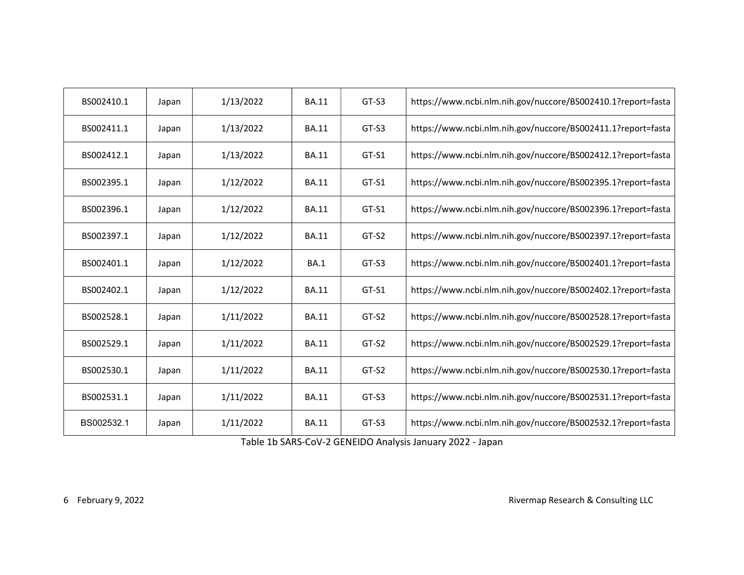| | | | | | |
|---|---|---|---|---|---|
| BS002410.1 | Japan | 1/13/2022 | BA.11 | GT-S3 | https://www.ncbi.nlm.nih.gov/nuccore/BS002410.1?report=fasta |
| BS002411.1 | Japan | 1/13/2022 | BA.11 | GT-S3 | https://www.ncbi.nlm.nih.gov/nuccore/BS002411.1?report=fasta |
| BS002412.1 | Japan | 1/13/2022 | BA.11 | GT-S1 | https://www.ncbi.nlm.nih.gov/nuccore/BS002412.1?report=fasta |
| BS002395.1 | Japan | 1/12/2022 | BA.11 | GT-S1 | https://www.ncbi.nlm.nih.gov/nuccore/BS002395.1?report=fasta |
| BS002396.1 | Japan | 1/12/2022 | BA.11 | GT-S1 | https://www.ncbi.nlm.nih.gov/nuccore/BS002396.1?report=fasta |
| BS002397.1 | Japan | 1/12/2022 | BA.11 | GT-S2 | https://www.ncbi.nlm.nih.gov/nuccore/BS002397.1?report=fasta |
| BS002401.1 | Japan | 1/12/2022 | BA.1 | GT-S3 | https://www.ncbi.nlm.nih.gov/nuccore/BS002401.1?report=fasta |
| BS002402.1 | Japan | 1/12/2022 | BA.11 | GT-S1 | https://www.ncbi.nlm.nih.gov/nuccore/BS002402.1?report=fasta |
| BS002528.1 | Japan | 1/11/2022 | BA.11 | GT-S2 | https://www.ncbi.nlm.nih.gov/nuccore/BS002528.1?report=fasta |
| BS002529.1 | Japan | 1/11/2022 | BA.11 | GT-S2 | https://www.ncbi.nlm.nih.gov/nuccore/BS002529.1?report=fasta |
| BS002530.1 | Japan | 1/11/2022 | BA.11 | GT-S2 | https://www.ncbi.nlm.nih.gov/nuccore/BS002530.1?report=fasta |
| BS002531.1 | Japan | 1/11/2022 | BA.11 | GT-S3 | https://www.ncbi.nlm.nih.gov/nuccore/BS002531.1?report=fasta |
| BS002532.1 | Japan | 1/11/2022 | BA.11 | GT-S3 | https://www.ncbi.nlm.nih.gov/nuccore/BS002532.1?report=fasta |

Table 1b SARS-CoV-2 GENEIDO Analysis January 2022 - Japan